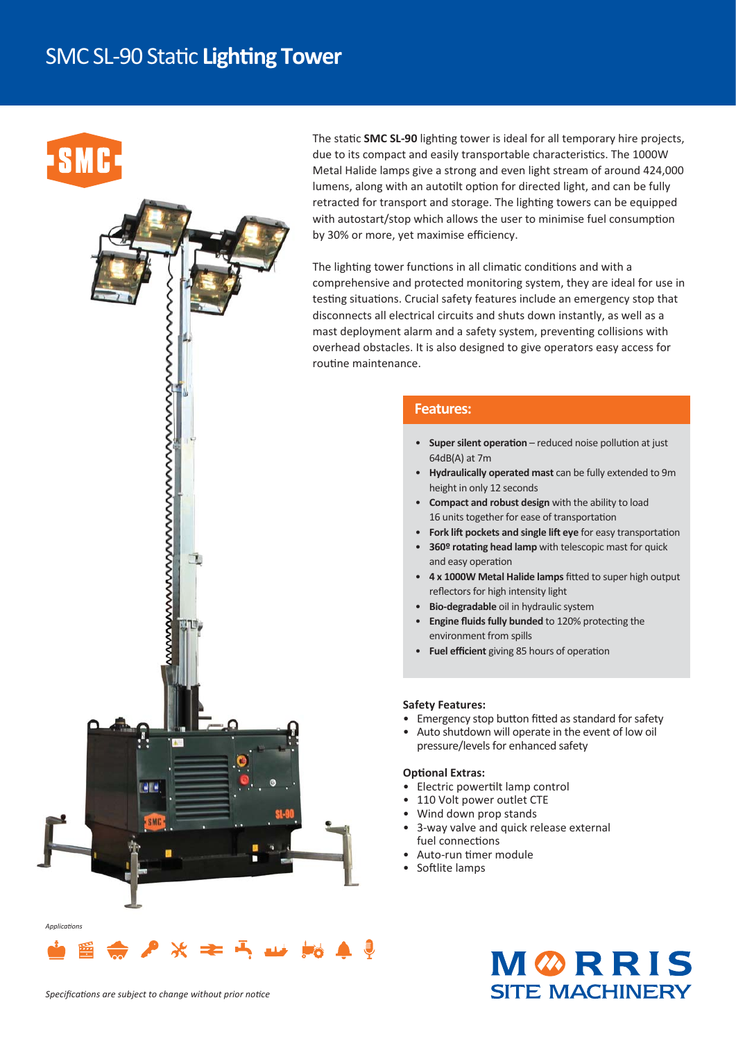# SMC SL-90 Static **Lighting Tower**

The static **SMC SL-90** lighting tower is ideal for all temporary hire projects, due to its compact and easily transportable characteristics. The 1000W Metal Halide lamps give a strong and even light stream of around 424,000 lumens, along with an autotilt option for directed light, and can be fully retracted for transport and storage. The lighting towers can be equipped with autostart/stop which allows the user to minimise fuel consumption by 30% or more, yet maximise efficiency.

The lighting tower functions in all climatic conditions and with a comprehensive and protected monitoring system, they are ideal for use in testing situations. Crucial safety features include an emergency stop that disconnects all electrical circuits and shuts down instantly, as well as a mast deployment alarm and a safety system, preventing collisions with overhead obstacles. It is also designed to give operators easy access for routine maintenance.

## Features:

- **Super silent operation** – reduced noise pollution at just 64dB(A) at 7m
- **Hydraulically operated mast** can be fully extended to 9m height in only 12 seconds
- **Compact and robust design** with the ability to load 16 units together for ease of transportation
- **Fork lift pockets and single lift eye** for easy transportation
- **360º rotating head lamp** with telescopic mast for quick and easy operation
- **4 x 1000W Metal Halide lamps** fitted to super high output reflectors for high intensity light
- **Bio-degradable** oil in hydraulic system
- **Engine fluids fully bunded** to 120% protecting the environment from spills
- **Fuel efficient** giving 85 hours of operation

### Safety Features:

- Emergency stop button fitted as standard for safety
- Auto shutdown will operate in the event of low oil pressure/levels for enhanced safety

### Optional Extras:

- Electric powertilt lamp control
- 110 Volt power outlet CTE
- Wind down prop stands
- 3-way valve and quick release external fuel connections
- Auto-run timer module
- Softlite lamps

*Applications*

*Specifications are subject to change without prior notice*

MORRIS SITE MACHINERY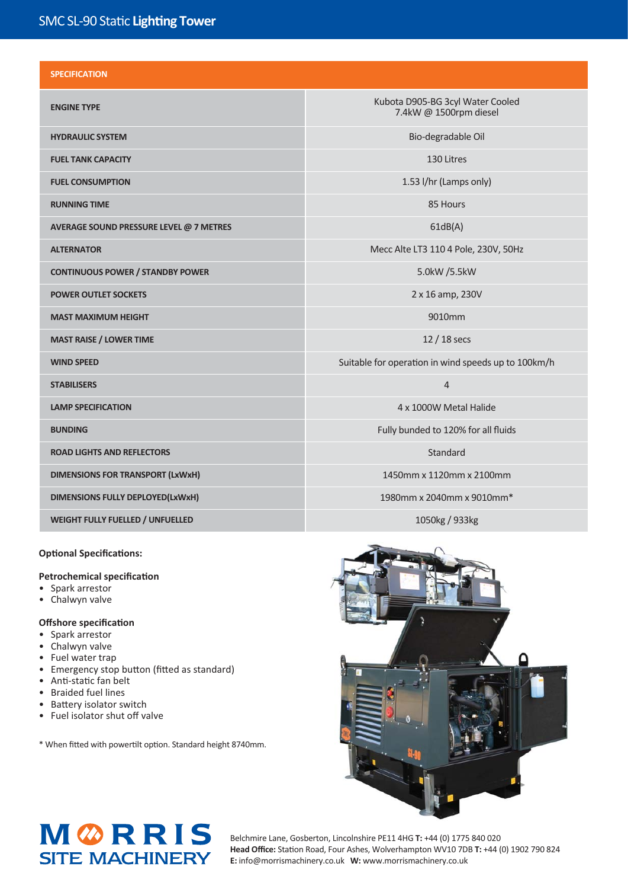# SMC SL-90 Static **Lighting Tower**

| SPECIFICATION | |
|---|---|
| ENGINE TYPE | Kubota D905-BG 3cyl Water Cooled 7.4kW @ 1500rpm diesel |
| HYDRAULIC SYSTEM | Bio-degradable Oil |
| FUEL TANK CAPACITY | 130 Litres |
| FUEL CONSUMPTION | 1.53 l/hr (Lamps only) |
| RUNNING TIME | 85 Hours |
| AVERAGE SOUND PRESSURE LEVEL @ 7 METRES | 61dB(A) |
| ALTERNATOR | Mecc Alte LT3 110 4 Pole, 230V, 50Hz |
| CONTINUOUS POWER / STANDBY POWER | 5.0kW /5.5kW |
| POWER OUTLET SOCKETS | 2 x 16 amp, 230V |
| MAST MAXIMUM HEIGHT | 9010mm |
| MAST RAISE / LOWER TIME | 12 / 18 secs |
| WIND SPEED | Suitable for operation in wind speeds up to 100km/h |
| STABILISERS | 4 |
| LAMP SPECIFICATION | 4 x 1000W Metal Halide |
| BUNDING | Fully bunded to 120% for all fluids |
| ROAD LIGHTS AND REFLECTORS | Standard |
| DIMENSIONS FOR TRANSPORT (LxWxH) | 1450mm x 1120mm x 2100mm |
| DIMENSIONS FULLY DEPLOYED(LxWxH) | 1980mm x 2040mm x 9010mm* |
| WEIGHT FULLY FUELLED / UNFUELLED | 1050kg / 933kg |

**Optional Specifications:**

**Petrochemical specification**
- Spark arrestor
- Chalwyn valve

**Offshore specification**
- Spark arrestor
- Chalwyn valve
- Fuel water trap
- Emergency stop button (fitted as standard)
- Anti-static fan belt
- Braided fuel lines
- Battery isolator switch
- Fuel isolator shut off valve

\* When fitted with powertilt option. Standard height 8740mm.

MORRIS SITE MACHINERY

Belchmire Lane, Gosberton, Lincolnshire PE11 4HG **T:** +44 (0) 1775 840 020
**Head Office:** Station Road, Four Ashes, Wolverhampton WV10 7DB **T:** +44 (0) 1902 790 824
**E:** info@morrismachinery.co.uk **W:** www.morrismachinery.co.uk